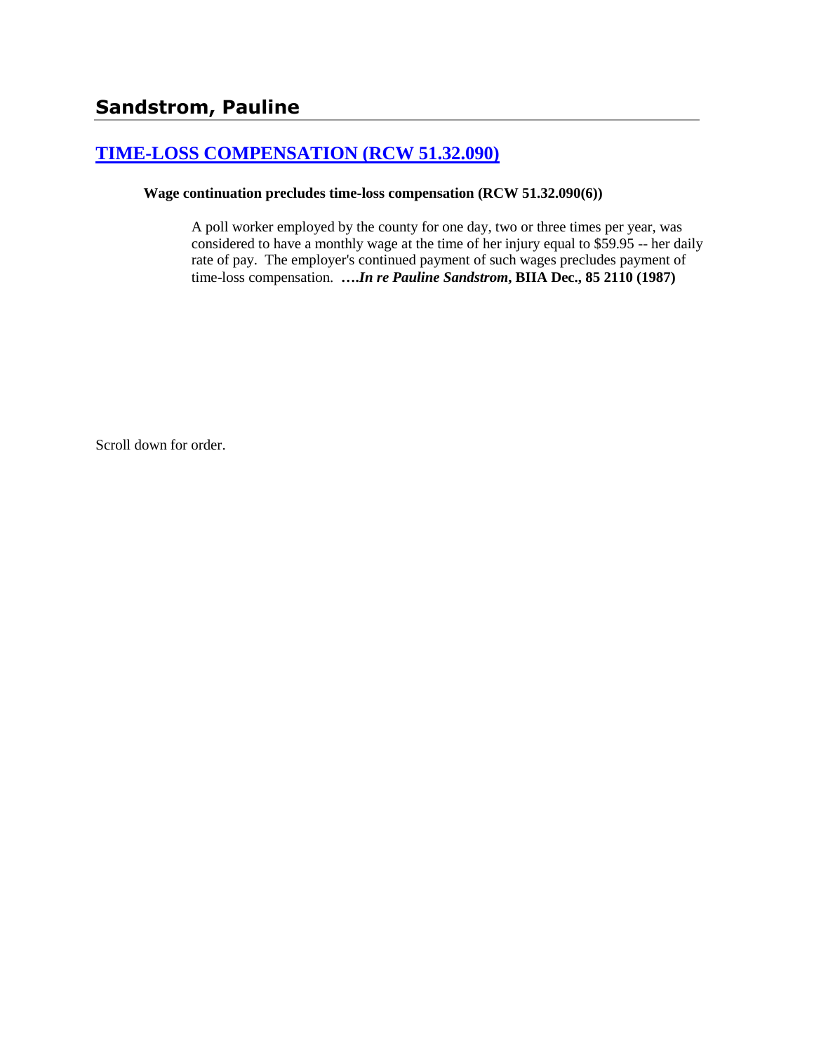## Sandstrom, Pauline

### TIME-LOSS COMPENSATION (RCW 51.32.090)

**Wage continuation precludes time-loss compensation (RCW 51.32.090(6))**

A poll worker employed by the county for one day, two or three times per year, was considered to have a monthly wage at the time of her injury equal to $59.95 -- her daily rate of pay. The employer's continued payment of such wages precludes payment of time-loss compensation. ***….In re Pauline Sandstrom*, BIIA Dec., 85 2110 (1987)**

Scroll down for order.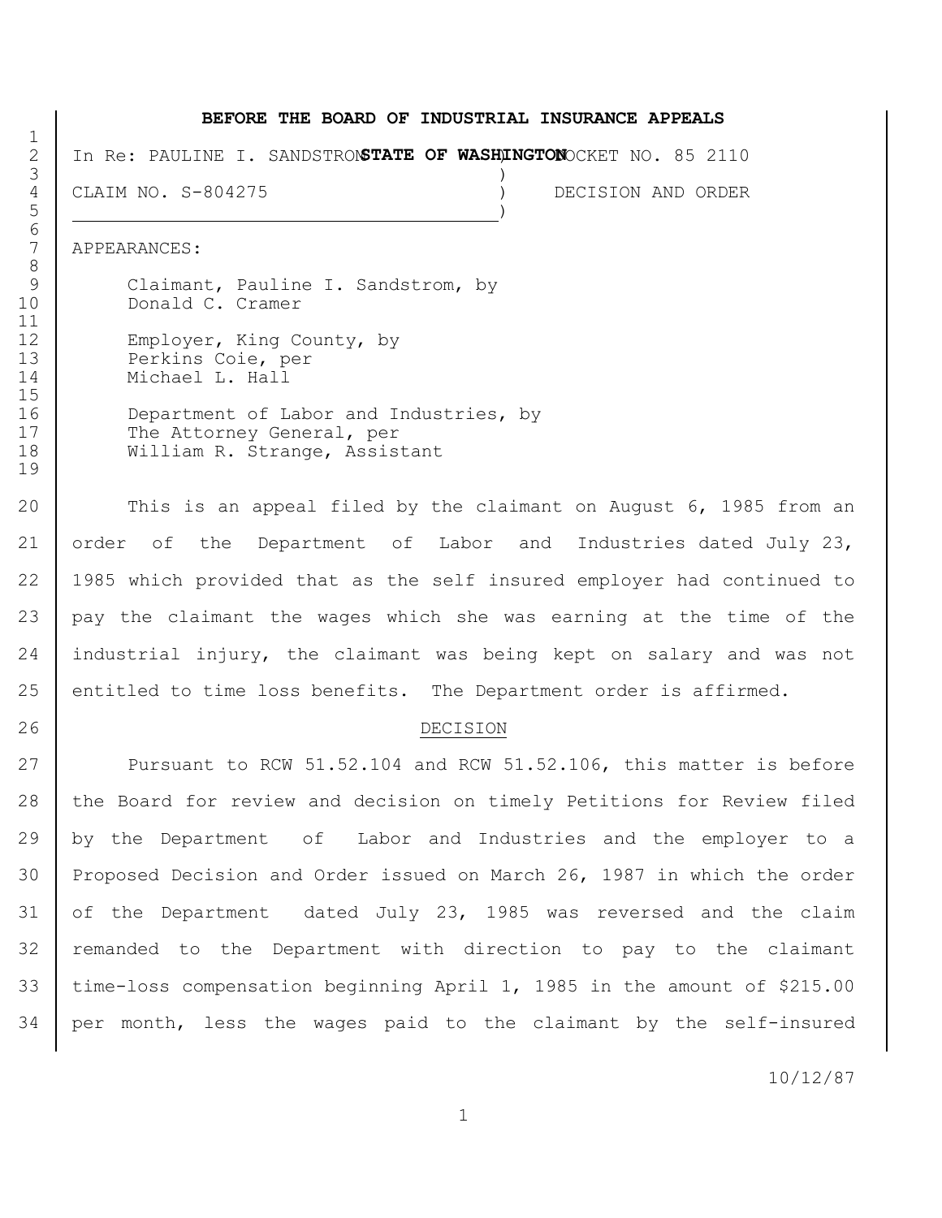**BEFORE THE BOARD OF INDUSTRIAL INSURANCE APPEALS**
**STATE OF WASHINGTON**

In Re: PAULINE I. SANDSTROM ) DOCKET NO. 85 2110
)
CLAIM NO. S-804275 ) DECISION AND ORDER
)

APPEARANCES:

Claimant, Pauline I. Sandstrom, by
Donald C. Cramer

Employer, King County, by
Perkins Coie, per
Michael L. Hall

Department of Labor and Industries, by
The Attorney General, per
William R. Strange, Assistant

This is an appeal filed by the claimant on August 6, 1985 from an order of the Department of Labor and Industries dated July 23, 1985 which provided that as the self insured employer had continued to pay the claimant the wages which she was earning at the time of the industrial injury, the claimant was being kept on salary and was not entitled to time loss benefits. The Department order is affirmed.

## DECISION

Pursuant to RCW 51.52.104 and RCW 51.52.106, this matter is before the Board for review and decision on timely Petitions for Review filed by the Department of Labor and Industries and the employer to a Proposed Decision and Order issued on March 26, 1987 in which the order of the Department dated July 23, 1985 was reversed and the claim remanded to the Department with direction to pay to the claimant time-loss compensation beginning April 1, 1985 in the amount of $215.00 per month, less the wages paid to the claimant by the self-insured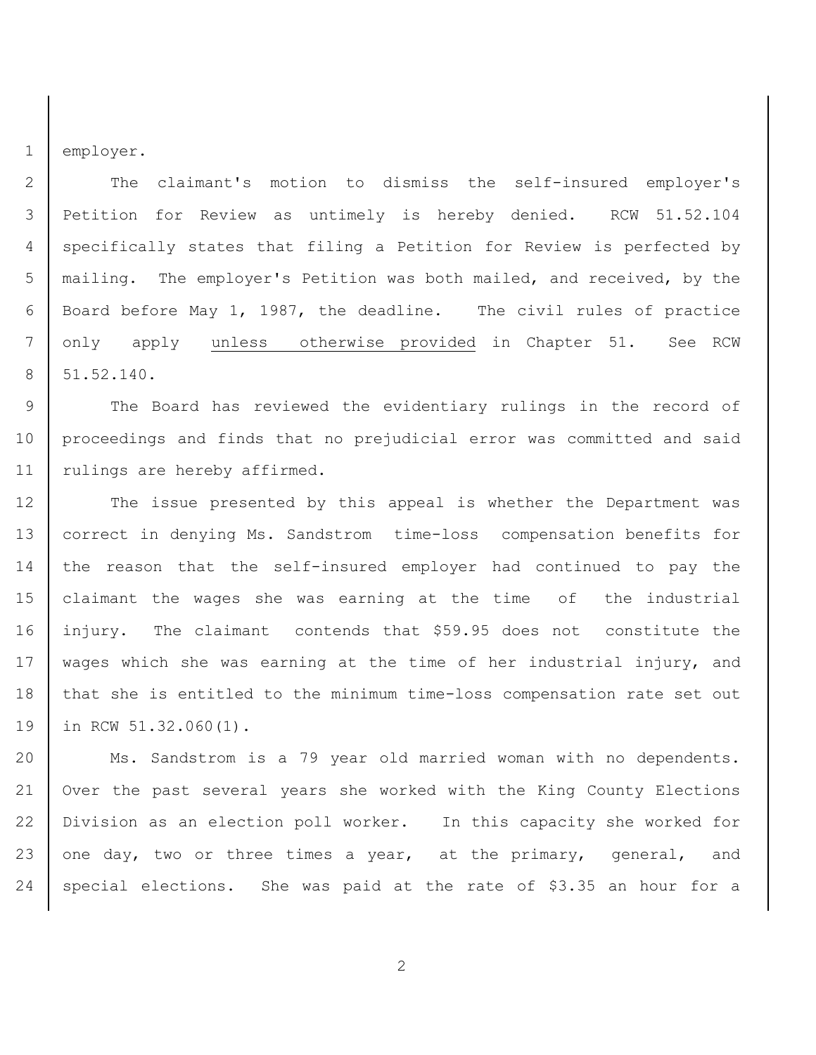employer.

The claimant's motion to dismiss the self-insured employer's Petition for Review as untimely is hereby denied. RCW 51.52.104 specifically states that filing a Petition for Review is perfected by mailing. The employer's Petition was both mailed, and received, by the Board before May 1, 1987, the deadline. The civil rules of practice only apply <u>unless otherwise provided</u> in Chapter 51. See RCW 51.52.140.

The Board has reviewed the evidentiary rulings in the record of proceedings and finds that no prejudicial error was committed and said rulings are hereby affirmed.

The issue presented by this appeal is whether the Department was correct in denying Ms. Sandstrom time-loss compensation benefits for the reason that the self-insured employer had continued to pay the claimant the wages she was earning at the time of the industrial injury. The claimant contends that $59.95 does not constitute the wages which she was earning at the time of her industrial injury, and that she is entitled to the minimum time-loss compensation rate set out in RCW 51.32.060(1).

Ms. Sandstrom is a 79 year old married woman with no dependents. Over the past several years she worked with the King County Elections Division as an election poll worker. In this capacity she worked for one day, two or three times a year, at the primary, general, and special elections. She was paid at the rate of $3.35 an hour for a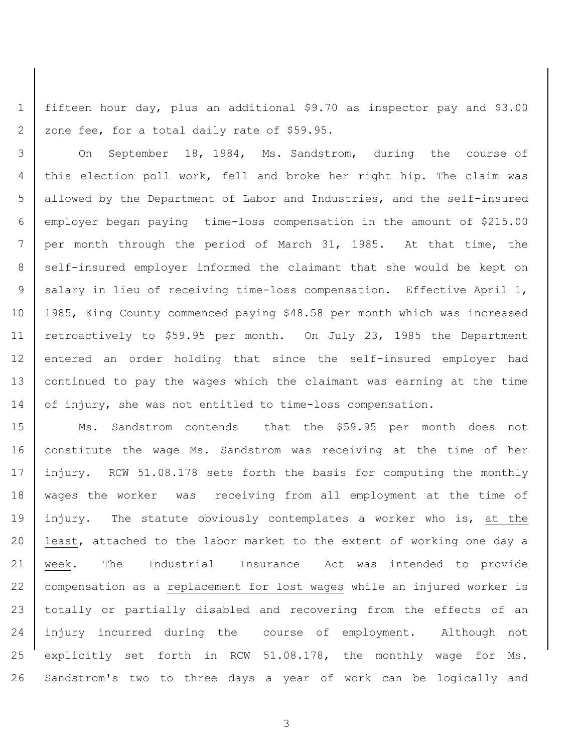fifteen hour day, plus an additional $9.70 as inspector pay and $3.00 zone fee, for a total daily rate of $59.95.

On September 18, 1984, Ms. Sandstrom, during the course of this election poll work, fell and broke her right hip. The claim was allowed by the Department of Labor and Industries, and the self-insured employer began paying time-loss compensation in the amount of $215.00 per month through the period of March 31, 1985. At that time, the self-insured employer informed the claimant that she would be kept on salary in lieu of receiving time-loss compensation. Effective April 1, 1985, King County commenced paying $48.58 per month which was increased retroactively to $59.95 per month. On July 23, 1985 the Department entered an order holding that since the self-insured employer had continued to pay the wages which the claimant was earning at the time of injury, she was not entitled to time-loss compensation.

Ms. Sandstrom contends that the $59.95 per month does not constitute the wage Ms. Sandstrom was receiving at the time of her injury. RCW 51.08.178 sets forth the basis for computing the monthly wages the worker was receiving from all employment at the time of injury. The statute obviously contemplates a worker who is, <u>at the least</u>, attached to the labor market to the extent of working one day a <u>week</u>. The Industrial Insurance Act was intended to provide compensation as a <u>replacement for lost wages</u> while an injured worker is totally or partially disabled and recovering from the effects of an injury incurred during the course of employment. Although not explicitly set forth in RCW 51.08.178, the monthly wage for Ms. Sandstrom's two to three days a year of work can be logically and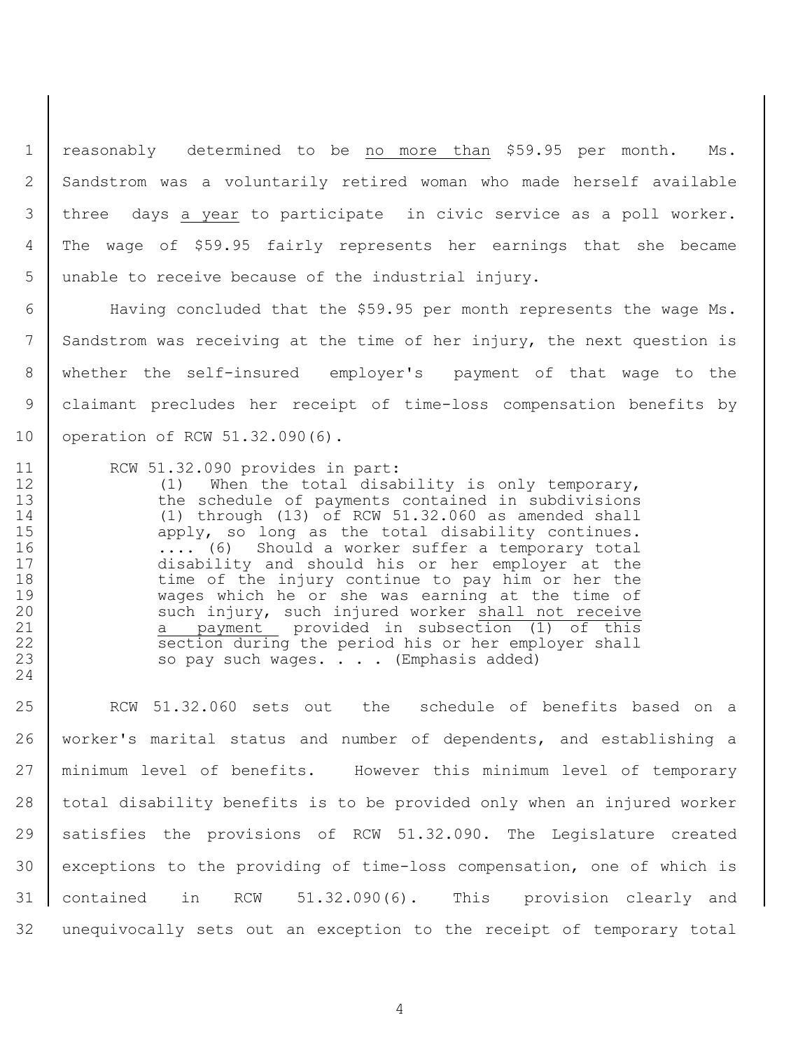reasonably determined to be <u>no more than</u> \$59.95 per month. Ms. Sandstrom was a voluntarily retired woman who made herself available three days <u>a year</u> to participate in civic service as a poll worker. The wage of \$59.95 fairly represents her earnings that she became unable to receive because of the industrial injury.

Having concluded that the \$59.95 per month represents the wage Ms. Sandstrom was receiving at the time of her injury, the next question is whether the self-insured employer's payment of that wage to the claimant precludes her receipt of time-loss compensation benefits by operation of RCW 51.32.090(6).

RCW 51.32.090 provides in part:

> (1) When the total disability is only temporary, the schedule of payments contained in subdivisions (1) through (13) of RCW 51.32.060 as amended shall apply, so long as the total disability continues. .... (6) Should a worker suffer a temporary total disability and should his or her employer at the time of the injury continue to pay him or her the wages which he or she was earning at the time of such injury, such injured worker <u>shall not receive a payment</u> provided in subsection <u>(1) of this section during the period his or her employer shall</u> so pay such wages. . . . (Emphasis added)

RCW 51.32.060 sets out the schedule of benefits based on a worker's marital status and number of dependents, and establishing a minimum level of benefits. However this minimum level of temporary total disability benefits is to be provided only when an injured worker satisfies the provisions of RCW 51.32.090. The Legislature created exceptions to the providing of time-loss compensation, one of which is contained in RCW 51.32.090(6). This provision clearly and unequivocally sets out an exception to the receipt of temporary total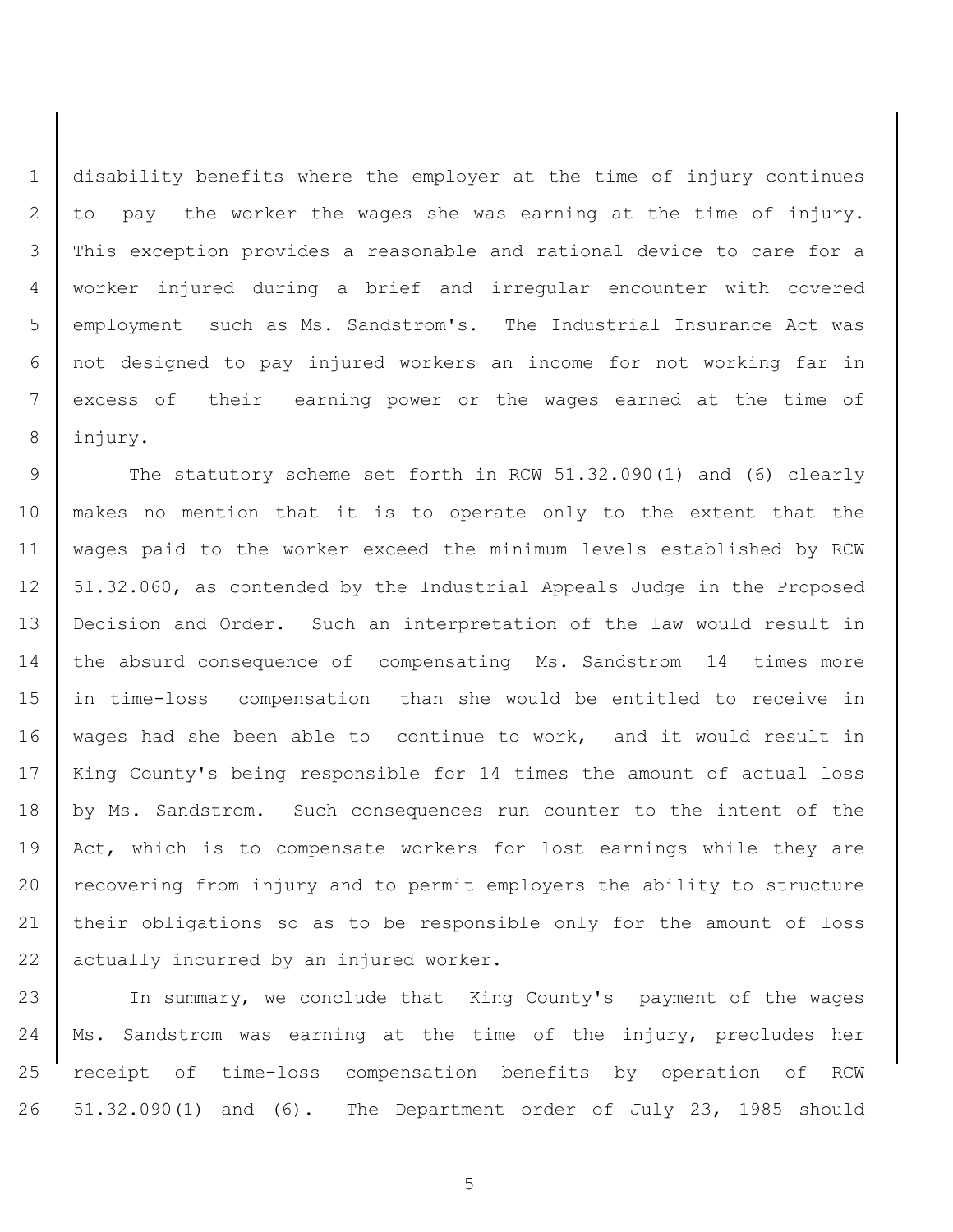disability benefits where the employer at the time of injury continues to pay the worker the wages she was earning at the time of injury. This exception provides a reasonable and rational device to care for a worker injured during a brief and irregular encounter with covered employment such as Ms. Sandstrom's. The Industrial Insurance Act was not designed to pay injured workers an income for not working far in excess of their earning power or the wages earned at the time of injury.

The statutory scheme set forth in RCW 51.32.090(1) and (6) clearly makes no mention that it is to operate only to the extent that the wages paid to the worker exceed the minimum levels established by RCW 51.32.060, as contended by the Industrial Appeals Judge in the Proposed Decision and Order. Such an interpretation of the law would result in the absurd consequence of compensating Ms. Sandstrom 14 times more in time-loss compensation than she would be entitled to receive in wages had she been able to continue to work, and it would result in King County's being responsible for 14 times the amount of actual loss by Ms. Sandstrom. Such consequences run counter to the intent of the Act, which is to compensate workers for lost earnings while they are recovering from injury and to permit employers the ability to structure their obligations so as to be responsible only for the amount of loss actually incurred by an injured worker.

In summary, we conclude that King County's payment of the wages Ms. Sandstrom was earning at the time of the injury, precludes her receipt of time-loss compensation benefits by operation of RCW 51.32.090(1) and (6). The Department order of July 23, 1985 should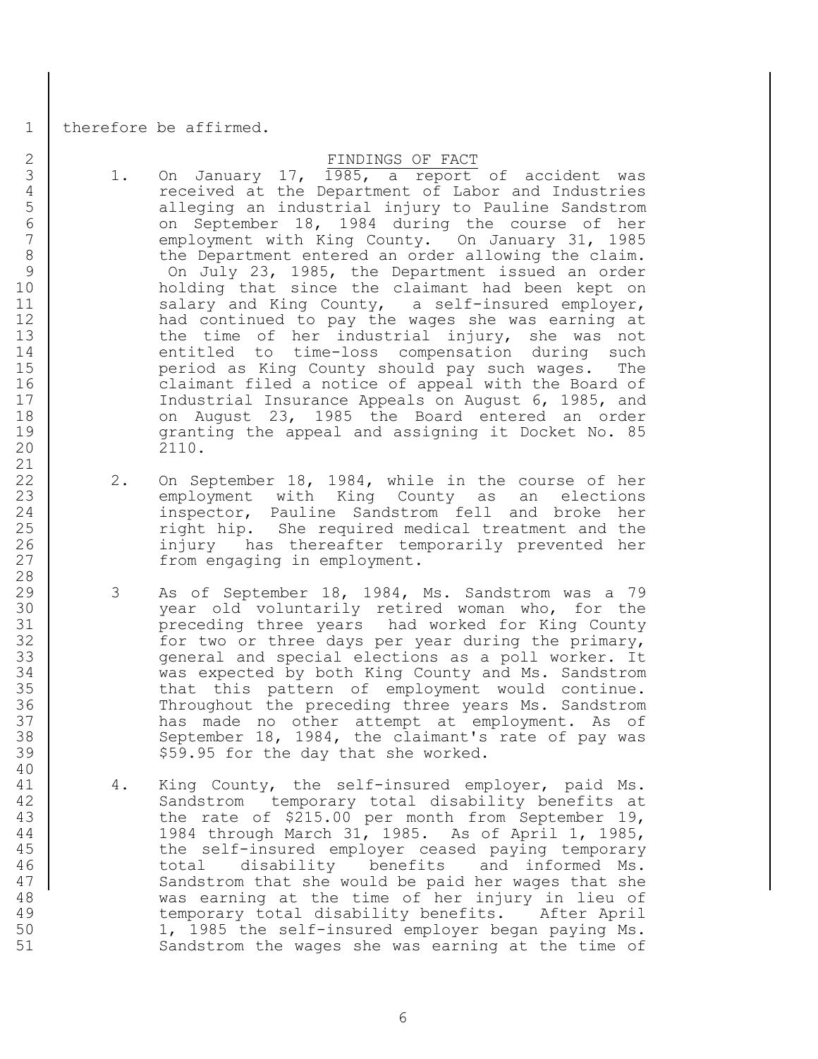therefore be affirmed.

## FINDINGS OF FACT

1. On January 17, 1985, a report of accident was received at the Department of Labor and Industries alleging an industrial injury to Pauline Sandstrom on September 18, 1984 during the course of her employment with King County. On January 31, 1985 the Department entered an order allowing the claim. On July 23, 1985, the Department issued an order holding that since the claimant had been kept on salary and King County, a self-insured employer, had continued to pay the wages she was earning at the time of her industrial injury, she was not entitled to time-loss compensation during such period as King County should pay such wages. The claimant filed a notice of appeal with the Board of Industrial Insurance Appeals on August 6, 1985, and on August 23, 1985 the Board entered an order granting the appeal and assigning it Docket No. 85 2110.

2. On September 18, 1984, while in the course of her employment with King County as an elections inspector, Pauline Sandstrom fell and broke her right hip. She required medical treatment and the injury has thereafter temporarily prevented her from engaging in employment.

3 As of September 18, 1984, Ms. Sandstrom was a 79 year old voluntarily retired woman who, for the preceding three years had worked for King County for two or three days per year during the primary, general and special elections as a poll worker. It was expected by both King County and Ms. Sandstrom that this pattern of employment would continue. Throughout the preceding three years Ms. Sandstrom has made no other attempt at employment. As of September 18, 1984, the claimant's rate of pay was $59.95 for the day that she worked.

4. King County, the self-insured employer, paid Ms. Sandstrom temporary total disability benefits at the rate of $215.00 per month from September 19, 1984 through March 31, 1985. As of April 1, 1985, the self-insured employer ceased paying temporary total disability benefits and informed Ms. Sandstrom that she would be paid her wages that she was earning at the time of her injury in lieu of temporary total disability benefits. After April 1, 1985 the self-insured employer began paying Ms. Sandstrom the wages she was earning at the time of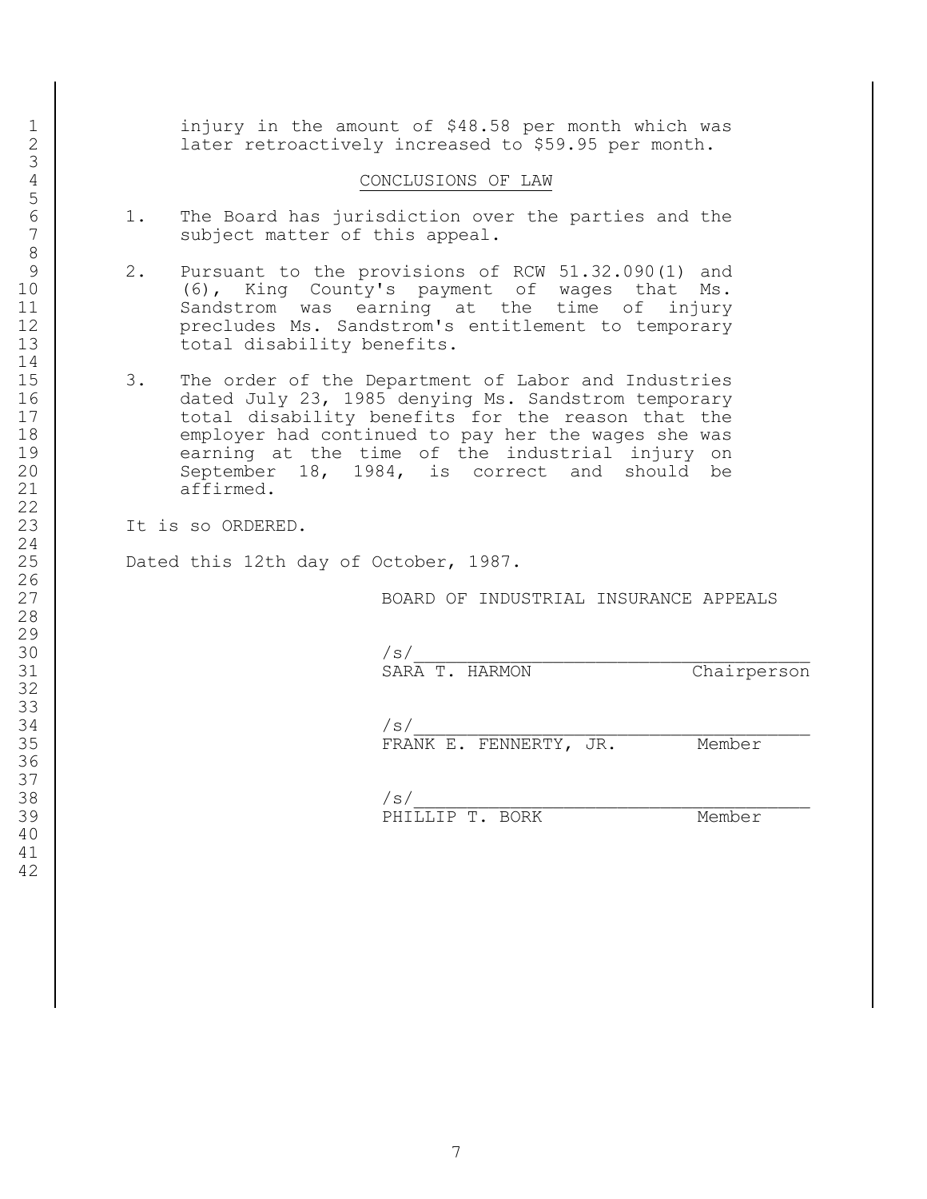injury in the amount of $48.58 per month which was later retroactively increased to $59.95 per month.

## CONCLUSIONS OF LAW

1. The Board has jurisdiction over the parties and the subject matter of this appeal.

2. Pursuant to the provisions of RCW 51.32.090(1) and (6), King County's payment of wages that Ms. Sandstrom was earning at the time of injury precludes Ms. Sandstrom's entitlement to temporary total disability benefits.

3. The order of the Department of Labor and Industries dated July 23, 1985 denying Ms. Sandstrom temporary total disability benefits for the reason that the employer had continued to pay her the wages she was earning at the time of the industrial injury on September 18, 1984, is correct and should be affirmed.

It is so ORDERED.

Dated this 12th day of October, 1987.

BOARD OF INDUSTRIAL INSURANCE APPEALS

/s/
SARA T. HARMON Chairperson

/s/
FRANK E. FENNERTY, JR. Member

/s/
PHILLIP T. BORK Member